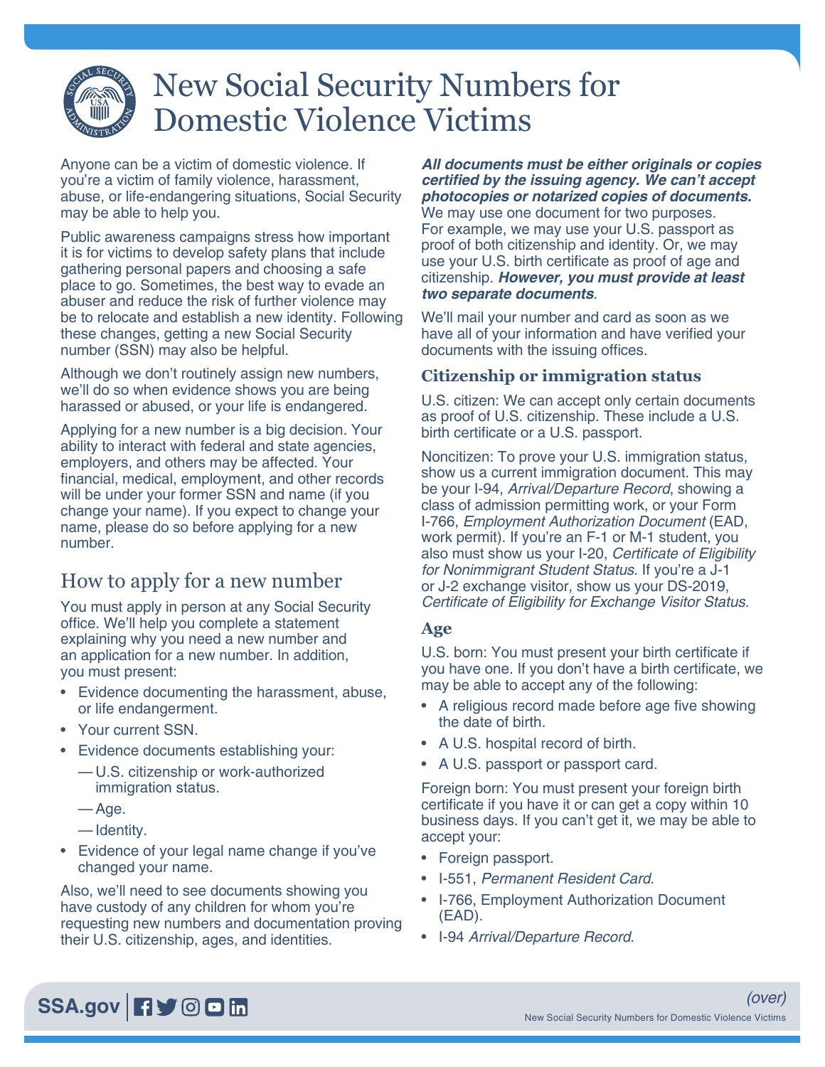# New Social Security Numbers for Domestic Violence Victims

Anyone can be a victim of domestic violence. If you're a victim of family violence, harassment, abuse, or life-endangering situations, Social Security may be able to help you.

Public awareness campaigns stress how important it is for victims to develop safety plans that include gathering personal papers and choosing a safe place to go. Sometimes, the best way to evade an abuser and reduce the risk of further violence may be to relocate and establish a new identity. Following these changes, getting a new Social Security number (SSN) may also be helpful.

Although we don't routinely assign new numbers, we'll do so when evidence shows you are being harassed or abused, or your life is endangered.

Applying for a new number is a big decision. Your ability to interact with federal and state agencies, employers, and others may be affected. Your financial, medical, employment, and other records will be under your former SSN and name (if you change your name). If you expect to change your name, please do so before applying for a new number.

## How to apply for a new number

You must apply in person at any Social Security office. We'll help you complete a statement explaining why you need a new number and an application for a new number. In addition, you must present:

- Evidence documenting the harassment, abuse, or life endangerment.
- Your current SSN.
- Evidence documents establishing your:
  - — U.S. citizenship or work-authorized immigration status.
  - — Age.
  - — Identity.
- Evidence of your legal name change if you've changed your name.

Also, we'll need to see documents showing you have custody of any children for whom you're requesting new numbers and documentation proving their U.S. citizenship, ages, and identities.

***All documents must be either originals or copies certified by the issuing agency. We can't accept photocopies or notarized copies of documents.*** We may use one document for two purposes. For example, we may use your U.S. passport as proof of both citizenship and identity. Or, we may use your U.S. birth certificate as proof of age and citizenship. ***However, you must provide at least two separate documents***.

We'll mail your number and card as soon as we have all of your information and have verified your documents with the issuing offices.

### Citizenship or immigration status

U.S. citizen: We can accept only certain documents as proof of U.S. citizenship. These include a U.S. birth certificate or a U.S. passport.

Noncitizen: To prove your U.S. immigration status, show us a current immigration document. This may be your I-94, *Arrival/Departure Record*, showing a class of admission permitting work, or your Form I-766, *Employment Authorization Document* (EAD, work permit). If you're an F-1 or M-1 student, you also must show us your I-20, *Certificate of Eligibility for Nonimmigrant Student Status*. If you're a J-1 or J-2 exchange visitor, show us your DS-2019, *Certificate of Eligibility for Exchange Visitor Status*.

### Age

U.S. born: You must present your birth certificate if you have one. If you don't have a birth certificate, we may be able to accept any of the following:

- A religious record made before age five showing the date of birth.
- A U.S. hospital record of birth.
- A U.S. passport or passport card.

Foreign born: You must present your foreign birth certificate if you have it or can get a copy within 10 business days. If you can't get it, we may be able to accept your:

- Foreign passport.
- I-551, *Permanent Resident Card*.
- I-766, Employment Authorization Document (EAD).
- I-94 *Arrival/Departure Record*.

*(over)*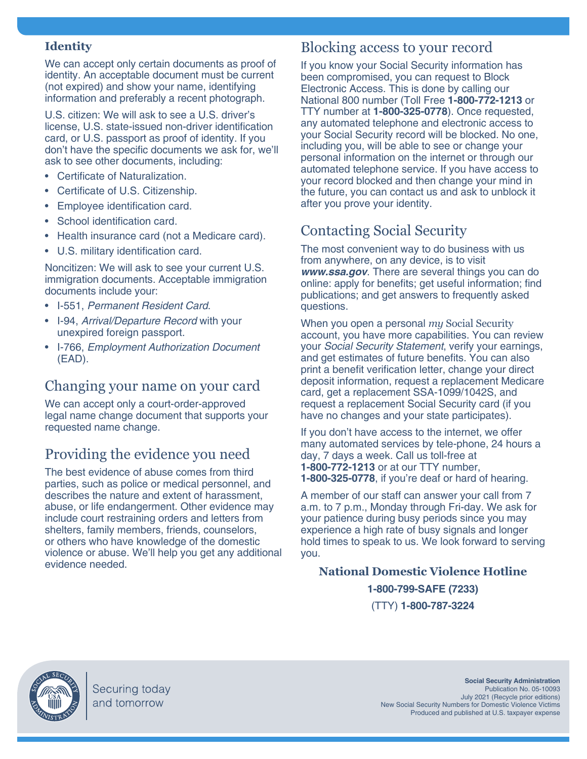### Identity

We can accept only certain documents as proof of identity. An acceptable document must be current (not expired) and show your name, identifying information and preferably a recent photograph.

U.S. citizen: We will ask to see a U.S. driver's license, U.S. state-issued non-driver identification card, or U.S. passport as proof of identity. If you don't have the specific documents we ask for, we'll ask to see other documents, including:

- Certificate of Naturalization.
- Certificate of U.S. Citizenship.
- Employee identification card.
- School identification card.
- Health insurance card (not a Medicare card).
- U.S. military identification card.

Noncitizen: We will ask to see your current U.S. immigration documents. Acceptable immigration documents include your:

- I-551, *Permanent Resident Card*.
- I-94, *Arrival/Departure Record* with your unexpired foreign passport.
- I-766, *Employment Authorization Document* (EAD).

## Changing your name on your card

We can accept only a court-order-approved legal name change document that supports your requested name change.

## Providing the evidence you need

The best evidence of abuse comes from third parties, such as police or medical personnel, and describes the nature and extent of harassment, abuse, or life endangerment. Other evidence may include court restraining orders and letters from shelters, family members, friends, counselors, or others who have knowledge of the domestic violence or abuse. We'll help you get any additional evidence needed.

## Blocking access to your record

If you know your Social Security information has been compromised, you can request to Block Electronic Access. This is done by calling our National 800 number (Toll Free **1-800-772-1213** or TTY number at **1-800-325-0778**). Once requested, any automated telephone and electronic access to your Social Security record will be blocked. No one, including you, will be able to see or change your personal information on the internet or through our automated telephone service. If you have access to your record blocked and then change your mind in the future, you can contact us and ask to unblock it after you prove your identity.

## Contacting Social Security

The most convenient way to do business with us from anywhere, on any device, is to visit ***www.ssa.gov***. There are several things you can do online: apply for benefits; get useful information; find publications; and get answers to frequently asked questions.

When you open a personal *my* Social Security account, you have more capabilities. You can review your *Social Security Statement*, verify your earnings, and get estimates of future benefits. You can also print a benefit verification letter, change your direct deposit information, request a replacement Medicare card, get a replacement SSA-1099/1042S, and request a replacement Social Security card (if you have no changes and your state participates).

If you don't have access to the internet, we offer many automated services by tele-phone, 24 hours a day, 7 days a week. Call us toll-free at **1-800-772-1213** or at our TTY number, **1-800-325-0778**, if you're deaf or hard of hearing.

A member of our staff can answer your call from 7 a.m. to 7 p.m., Monday through Fri-day. We ask for your patience during busy periods since you may experience a high rate of busy signals and longer hold times to speak to us. We look forward to serving you.

**National Domestic Violence Hotline**

**1-800-799-SAFE (7233)**

(TTY) **1-800-787-3224**

Securing today and tomorrow

**Social Security Administration**
Publication No. 05-10093
July 2021 (Recycle prior editions)
New Social Security Numbers for Domestic Violence Victims
Produced and published at U.S. taxpayer expense